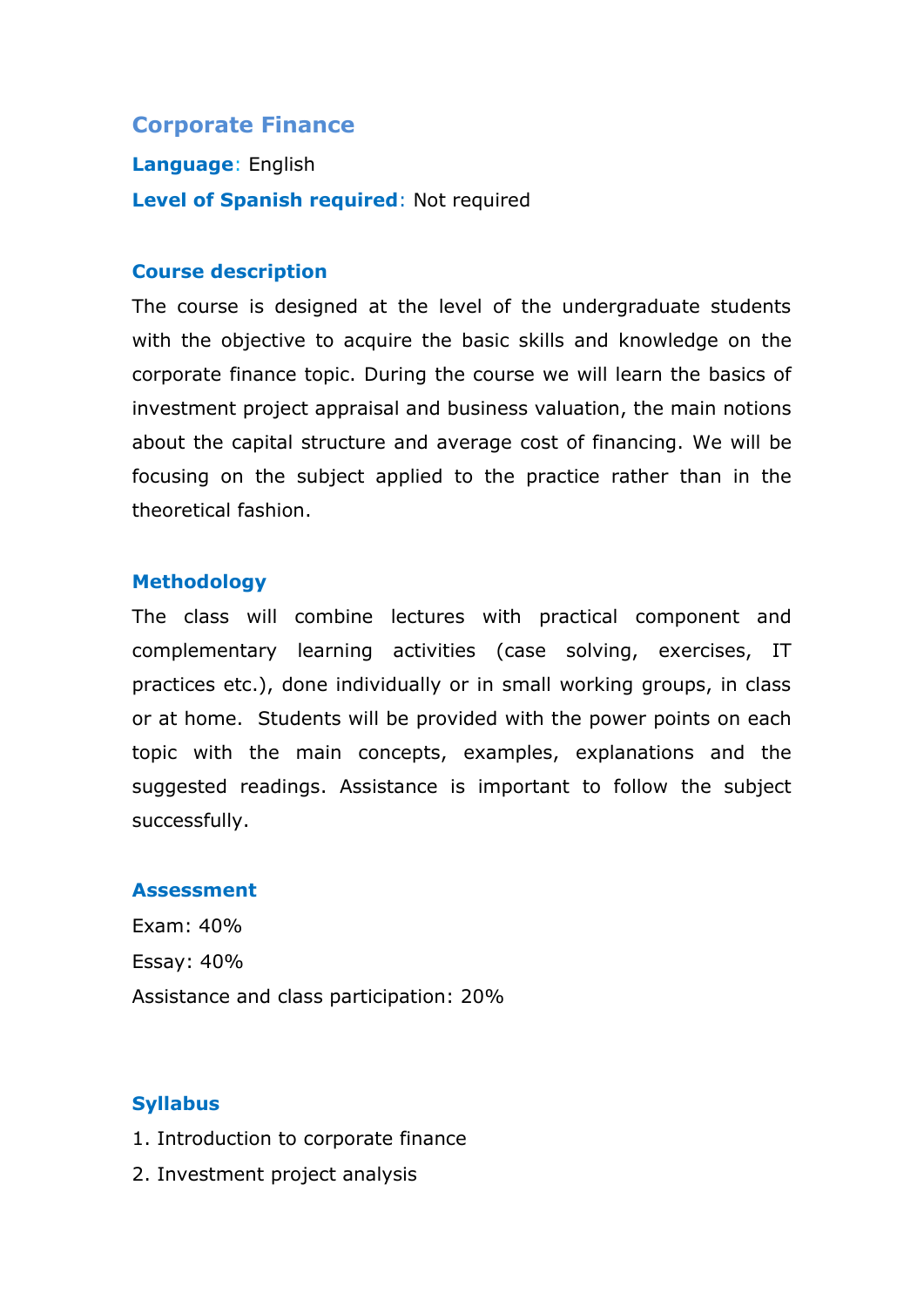# Corporate Finance

**Language**: English

**Level of Spanish required**: Not required

## Course description

The course is designed at the level of the undergraduate students with the objective to acquire the basic skills and knowledge on the corporate finance topic. During the course we will learn the basics of investment project appraisal and business valuation, the main notions about the capital structure and average cost of financing. We will be focusing on the subject applied to the practice rather than in the theoretical fashion.

## Methodology

The class will combine lectures with practical component and complementary learning activities (case solving, exercises, IT practices etc.), done individually or in small working groups, in class or at home. Students will be provided with the power points on each topic with the main concepts, examples, explanations and the suggested readings. Assistance is important to follow the subject successfully.

## Assessment

Exam: 40%

Essay: 40%

Assistance and class participation: 20%

## Syllabus

1. Introduction to corporate finance
2. Investment project analysis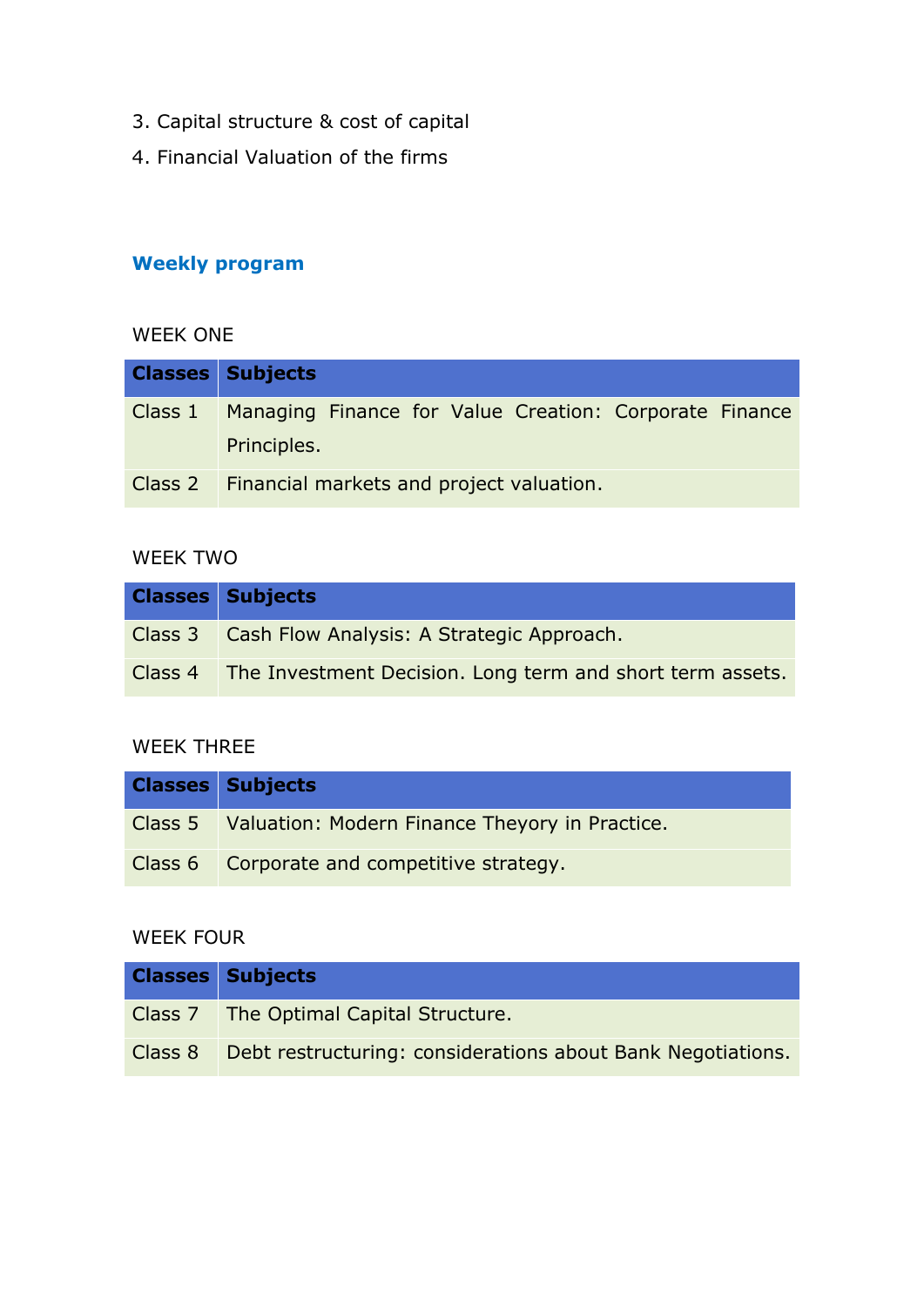3. Capital structure & cost of capital
4. Financial Valuation of the firms

## Weekly program

WEEK ONE

| Classes | Subjects |
|---|---|
| Class 1 | Managing Finance for Value Creation: Corporate Finance Principles. |
| Class 2 | Financial markets and project valuation. |

WEEK TWO

| Classes | Subjects |
|---|---|
| Class 3 | Cash Flow Analysis: A Strategic Approach. |
| Class 4 | The Investment Decision. Long term and short term assets. |

WEEK THREE

| Classes | Subjects |
|---|---|
| Class 5 | Valuation: Modern Finance Theyory in Practice. |
| Class 6 | Corporate and competitive strategy. |

WEEK FOUR

| Classes | Subjects |
|---|---|
| Class 7 | The Optimal Capital Structure. |
| Class 8 | Debt restructuring: considerations about Bank Negotiations. |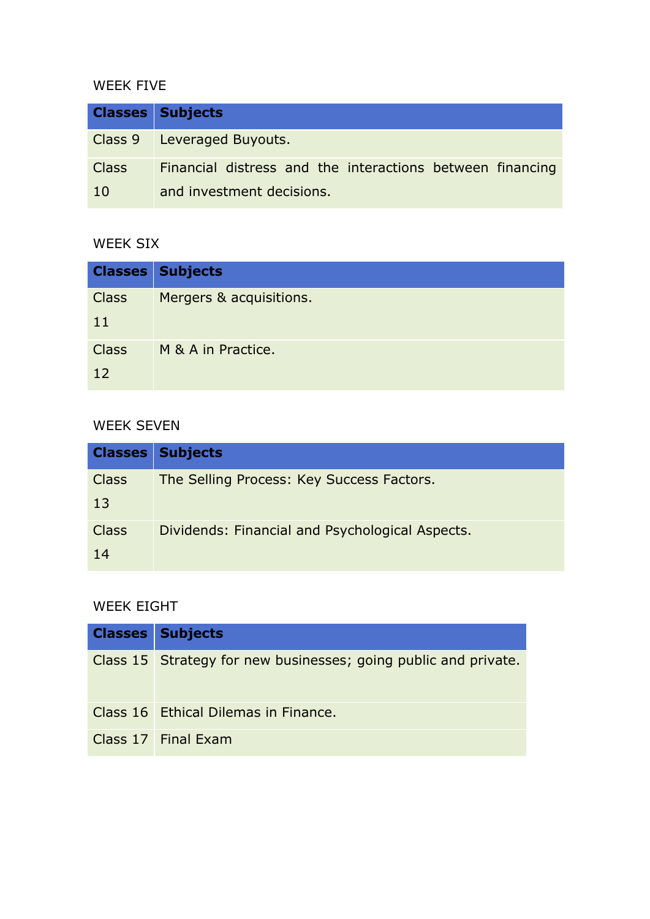WEEK FIVE

| Classes | Subjects |
| --- | --- |
| Class 9 | Leveraged Buyouts. |
| Class 10 | Financial distress and the interactions between financing and investment decisions. |

WEEK SIX

| Classes | Subjects |
| --- | --- |
| Class 11 | Mergers & acquisitions. |
| Class 12 | M & A in Practice. |

WEEK SEVEN

| Classes | Subjects |
| --- | --- |
| Class 13 | The Selling Process: Key Success Factors. |
| Class 14 | Dividends: Financial and Psychological Aspects. |

WEEK EIGHT

| Classes | Subjects |
| --- | --- |
| Class 15 | Strategy for new businesses; going public and private. |
| Class 16 | Ethical Dilemas in Finance. |
| Class 17 | Final Exam |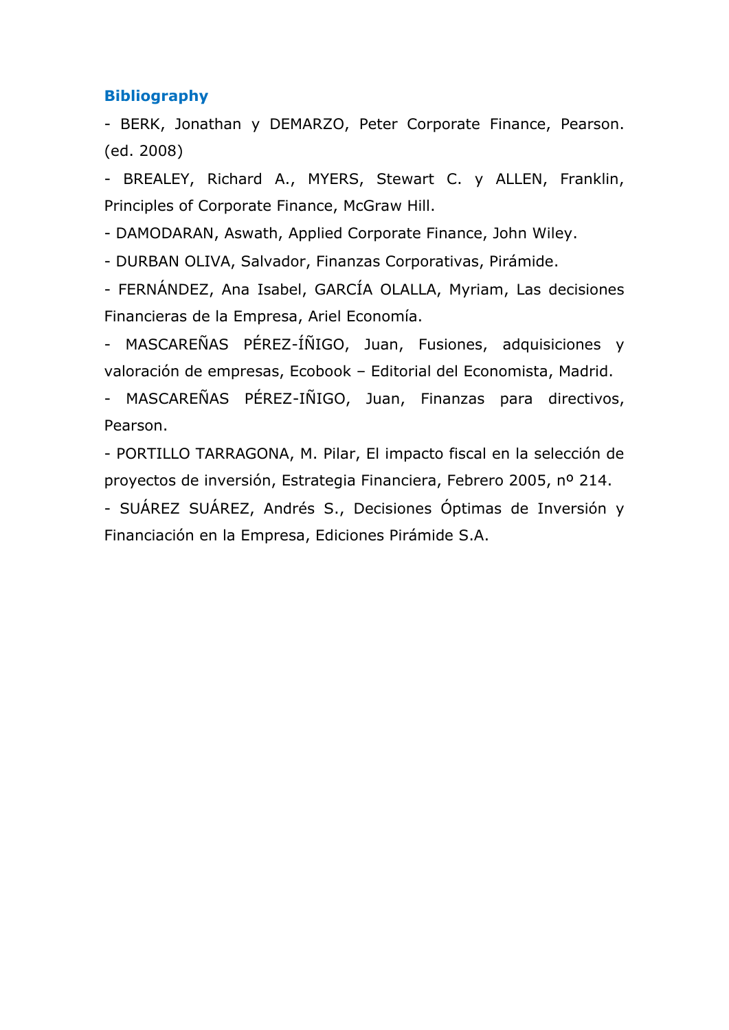## Bibliography

- BERK, Jonathan y DEMARZO, Peter Corporate Finance, Pearson. (ed. 2008)
- BREALEY, Richard A., MYERS, Stewart C. y ALLEN, Franklin, Principles of Corporate Finance, McGraw Hill.
- DAMODARAN, Aswath, Applied Corporate Finance, John Wiley.
- DURBAN OLIVA, Salvador, Finanzas Corporativas, Pirámide.
- FERNÁNDEZ, Ana Isabel, GARCÍA OLALLA, Myriam, Las decisiones Financieras de la Empresa, Ariel Economía.
- MASCAREÑAS PÉREZ-ÍÑIGO, Juan, Fusiones, adquisiciones y valoración de empresas, Ecobook – Editorial del Economista, Madrid.
- MASCAREÑAS PÉREZ-IÑIGO, Juan, Finanzas para directivos, Pearson.
- PORTILLO TARRAGONA, M. Pilar, El impacto fiscal en la selección de proyectos de inversión, Estrategia Financiera, Febrero 2005, nº 214.
- SUÁREZ SUÁREZ, Andrés S., Decisiones Óptimas de Inversión y Financiación en la Empresa, Ediciones Pirámide S.A.